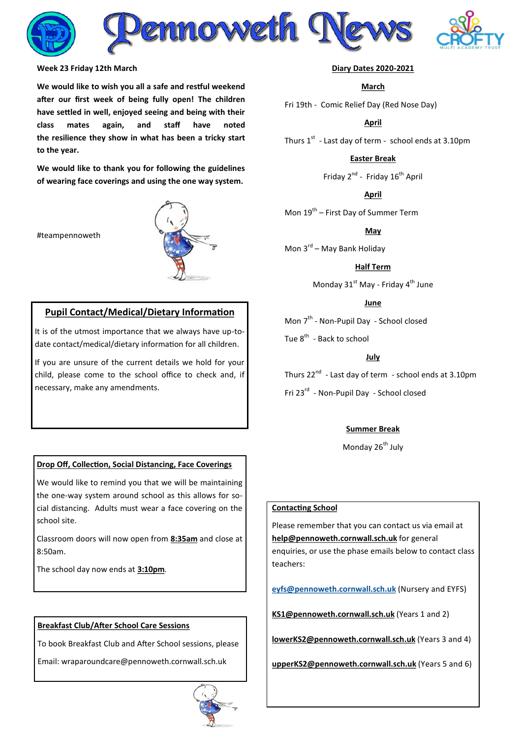# Pennoweth News

**Week 23 Friday 12th March**

**We would like to wish you all a safe and restful weekend after our first week of being fully open! The children have settled in well, enjoyed seeing and being with their class mates again, and staff have noted the resilience they show in what has been a tricky start to the year.**

**We would like to thank you for following the guidelines of wearing face coverings and using the one way system.**

#teampennoweth

## Pupil Contact/Medical/Dietary Information

It is of the utmost importance that we always have up-to-date contact/medical/dietary information for all children.

If you are unsure of the current details we hold for your child, please come to the school office to check and, if necessary, make any amendments.

## Drop Off, Collection, Social Distancing, Face Coverings

We would like to remind you that we will be maintaining the one-way system around school as this allows for social distancing. Adults must wear a face covering on the school site.

Classroom doors will now open from **8:35am** and close at 8:50am.

The school day now ends at **3:10pm**.

## Breakfast Club/After School Care Sessions

To book Breakfast Club and After School sessions, please

Email: wraparoundcare@pennoweth.cornwall.sch.uk

## Diary Dates 2020-2021

**March**

Fri 19th - Comic Relief Day (Red Nose Day)

**April**

Thurs 1st - Last day of term - school ends at 3.10pm

**Easter Break**

Friday 2nd - Friday 16th April

**April**

Mon 19th – First Day of Summer Term

**May**

Mon 3rd – May Bank Holiday

**Half Term**

Monday 31st May - Friday 4th June

**June**

Mon 7th - Non-Pupil Day - School closed

Tue 8th - Back to school

**July**

Thurs 22nd - Last day of term - school ends at 3.10pm

Fri 23rd - Non-Pupil Day - School closed

**Summer Break**

Monday 26th July

## Contacting School

Please remember that you can contact us via email at **help@pennoweth.cornwall.sch.uk** for general enquiries, or use the phase emails below to contact class teachers:

**eyfs@pennoweth.cornwall.sch.uk** (Nursery and EYFS)

**KS1@pennoweth.cornwall.sch.uk** (Years 1 and 2)

**lowerKS2@pennoweth.cornwall.sch.uk** (Years 3 and 4)

**upperKS2@pennoweth.cornwall.sch.uk** (Years 5 and 6)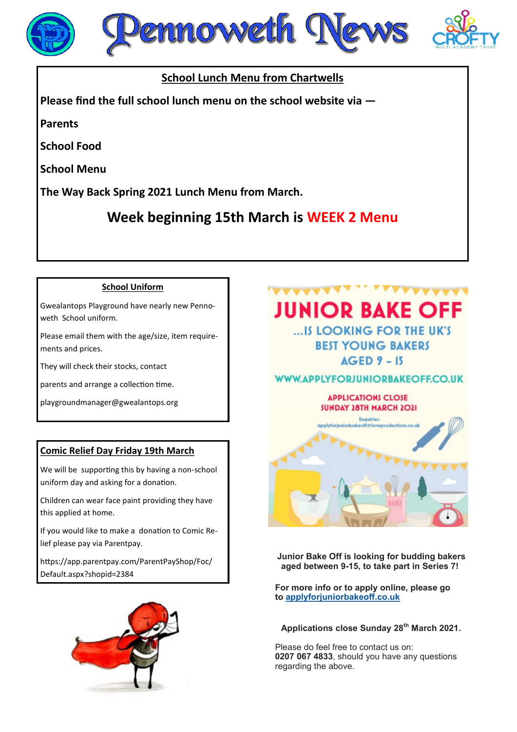# Pennoweth News

## School Lunch Menu from Chartwells

**Please find the full school lunch menu on the school website via —**

**Parents**

**School Food**

**School Menu**

**The Way Back Spring 2021 Lunch Menu from March.**

### Week beginning 15th March is WEEK 2 Menu

## School Uniform

Gwealantops Playground have nearly new Pennoweth School uniform.

Please email them with the age/size, item requirements and prices.

They will check their stocks, contact

parents and arrange a collection time.

playgroundmanager@gwealantops.org

## Comic Relief Day Friday 19th March

We will be supporting this by having a non-school uniform day and asking for a donation.

Children can wear face paint providing they have this applied at home.

If you would like to make a donation to Comic Relief please pay via Parentpay.

https://app.parentpay.com/ParentPayShop/Foc/Default.aspx?shopid=2384

## JUNIOR BAKE OFF

...IS LOOKING FOR THE UK'S BEST YOUNG BAKERS AGED 9 - 15

WWW.APPLYFORJUNIORBAKEOFF.CO.UK

APPLICATIONS CLOSE SUNDAY 28TH MARCH 2021

Enquiries: applyforjuniorbakeoff@loveproductions.co.uk

**Junior Bake Off is looking for budding bakers aged between 9-15, to take part in Series 7!**

**For more info or to apply online, please go to applyforjuniorbakeoff.co.uk**

**Applications close Sunday 28th March 2021.**

Please do feel free to contact us on: **0207 067 4833**, should you have any questions regarding the above.